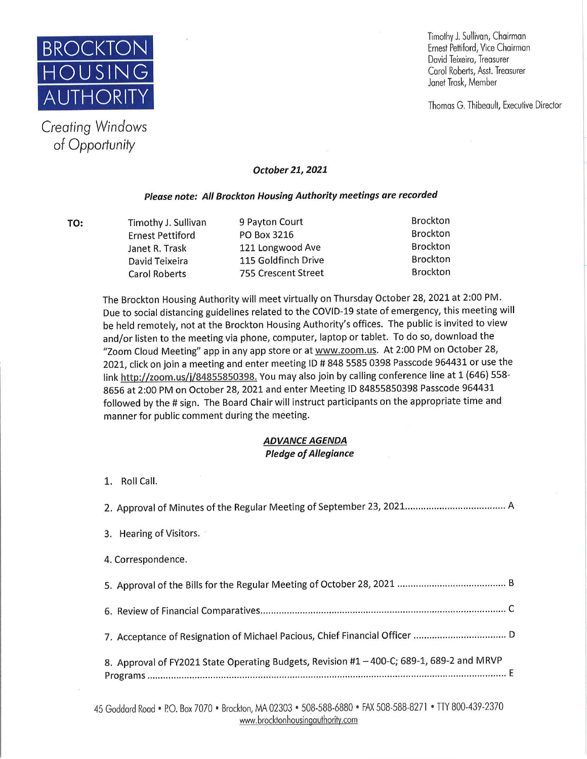BROCKTON HOUSING AUTHORITY

*Creating Windows of Opportunity*

Timothy J. Sullivan, Chairman
Ernest Pettiford, Vice Chairman
David Teixeira, Treasurer
Carol Roberts, Asst. Treasurer
Janet Trask, Member

Thomas G. Thibeault, Executive Director

***October 21, 2021***

***Please note: All Brockton Housing Authority meetings are recorded***

**TO:**

| | | |
|---|---|---|
| Timothy J. Sullivan | 9 Payton Court | Brockton |
| Ernest Pettiford | PO Box 3216 | Brockton |
| Janet R. Trask | 121 Longwood Ave | Brockton |
| David Teixeira | 115 Goldfinch Drive | Brockton |
| Carol Roberts | 755 Crescent Street | Brockton |

The Brockton Housing Authority will meet virtually on Thursday October 28, 2021 at 2:00 PM. Due to social distancing guidelines related to the COVID-19 state of emergency, this meeting will be held remotely, not at the Brockton Housing Authority's offices. The public is invited to view and/or listen to the meeting via phone, computer, laptop or tablet. To do so, download the "Zoom Cloud Meeting" app in any app store or at www.zoom.us. At 2:00 PM on October 28, 2021, click on join a meeting and enter meeting ID # 848 5585 0398 Passcode 964431 or use the link http://zoom.us/j/84855850398. You may also join by calling conference line at 1 (646) 558-8656 at 2:00 PM on October 28, 2021 and enter Meeting ID 84855850398 Passcode 964431 followed by the # sign. The Board Chair will instruct participants on the appropriate time and manner for public comment during the meeting.

***ADVANCE AGENDA***

***Pledge of Allegiance***

1. Roll Call.

2. Approval of Minutes of the Regular Meeting of September 23, 2021....................................... A

3. Hearing of Visitors.

4. Correspondence.

5. Approval of the Bills for the Regular Meeting of October 28, 2021 ........................................ B

6. Review of Financial Comparatives......................................................................................... C

7. Acceptance of Resignation of Michael Pacious, Chief Financial Officer .................................. D

8. Approval of FY2021 State Operating Budgets, Revision #1 – 400-C; 689-1, 689-2 and MRVP Programs ..................................................................................................................... E

45 Goddard Road • P.O. Box 7070 • Brockton, MA 02303 • 508-588-6880 • FAX 508-588-8271 • TTY 800-439-2370
www.brocktonhousingauthority.com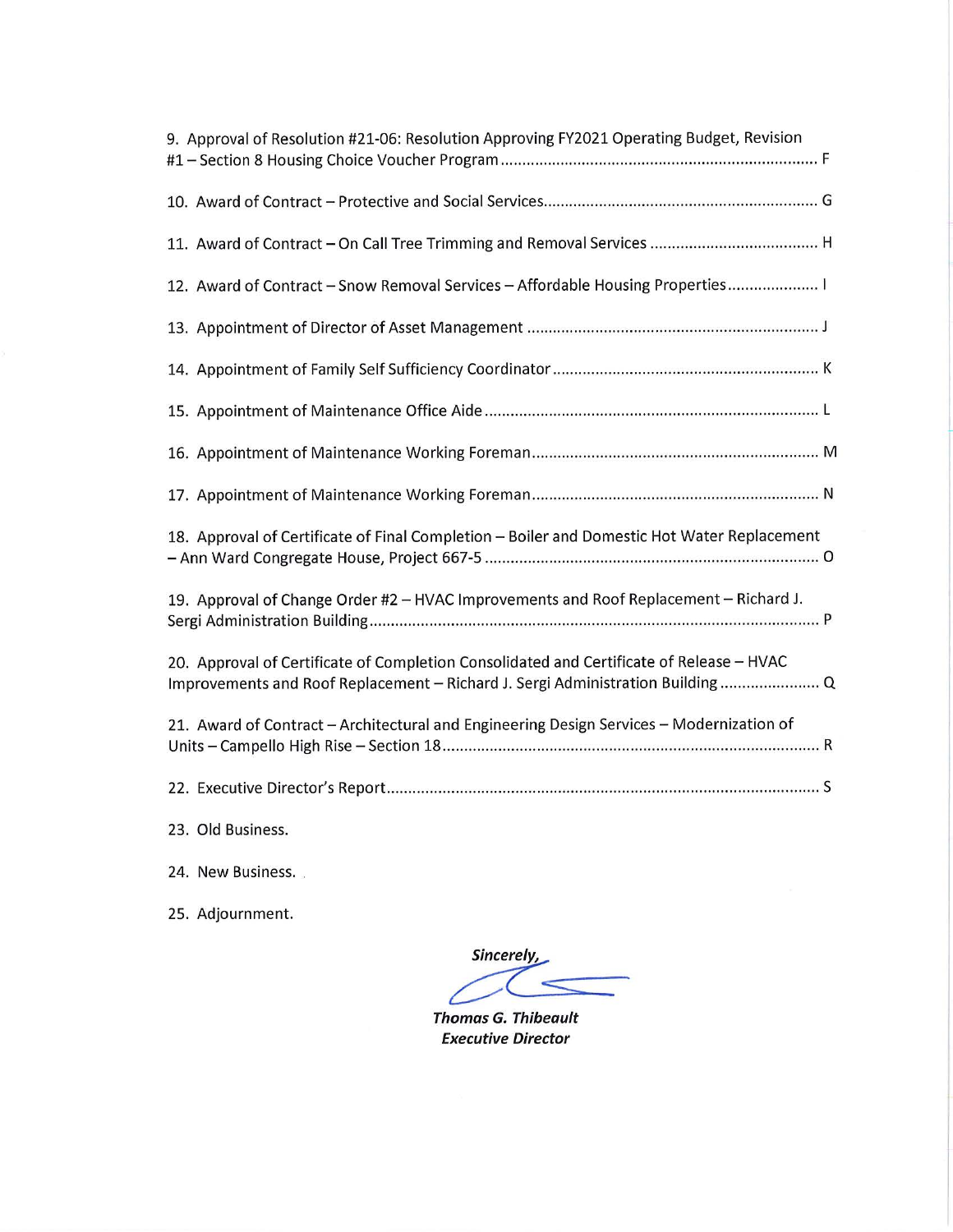9. Approval of Resolution #21-06: Resolution Approving FY2021 Operating Budget, Revision #1 – Section 8 Housing Choice Voucher Program ........................................................................... F

10. Award of Contract – Protective and Social Services................................................................ G

11. Award of Contract – On Call Tree Trimming and Removal Services ....................................... H

12. Award of Contract – Snow Removal Services – Affordable Housing Properties..................... I

13. Appointment of Director of Asset Management .................................................................... J

14. Appointment of Family Self Sufficiency Coordinator .............................................................. K

15. Appointment of Maintenance Office Aide ............................................................................. L

16. Appointment of Maintenance Working Foreman.................................................................. M

17. Appointment of Maintenance Working Foreman.................................................................. N

18. Approval of Certificate of Final Completion – Boiler and Domestic Hot Water Replacement – Ann Ward Congregate House, Project 667-5 .............................................................................. O

19. Approval of Change Order #2 – HVAC Improvements and Roof Replacement – Richard J. Sergi Administration Building......................................................................................................... P

20. Approval of Certificate of Completion Consolidated and Certificate of Release – HVAC Improvements and Roof Replacement – Richard J. Sergi Administration Building ....................... Q

21. Award of Contract – Architectural and Engineering Design Services – Modernization of Units – Campello High Rise – Section 18....................................................................................... R

22. Executive Director's Report..................................................................................................... S

23. Old Business.

24. New Business.

25. Adjournment.

*Sincerely,*

***Thomas G. Thibeault***
***Executive Director***